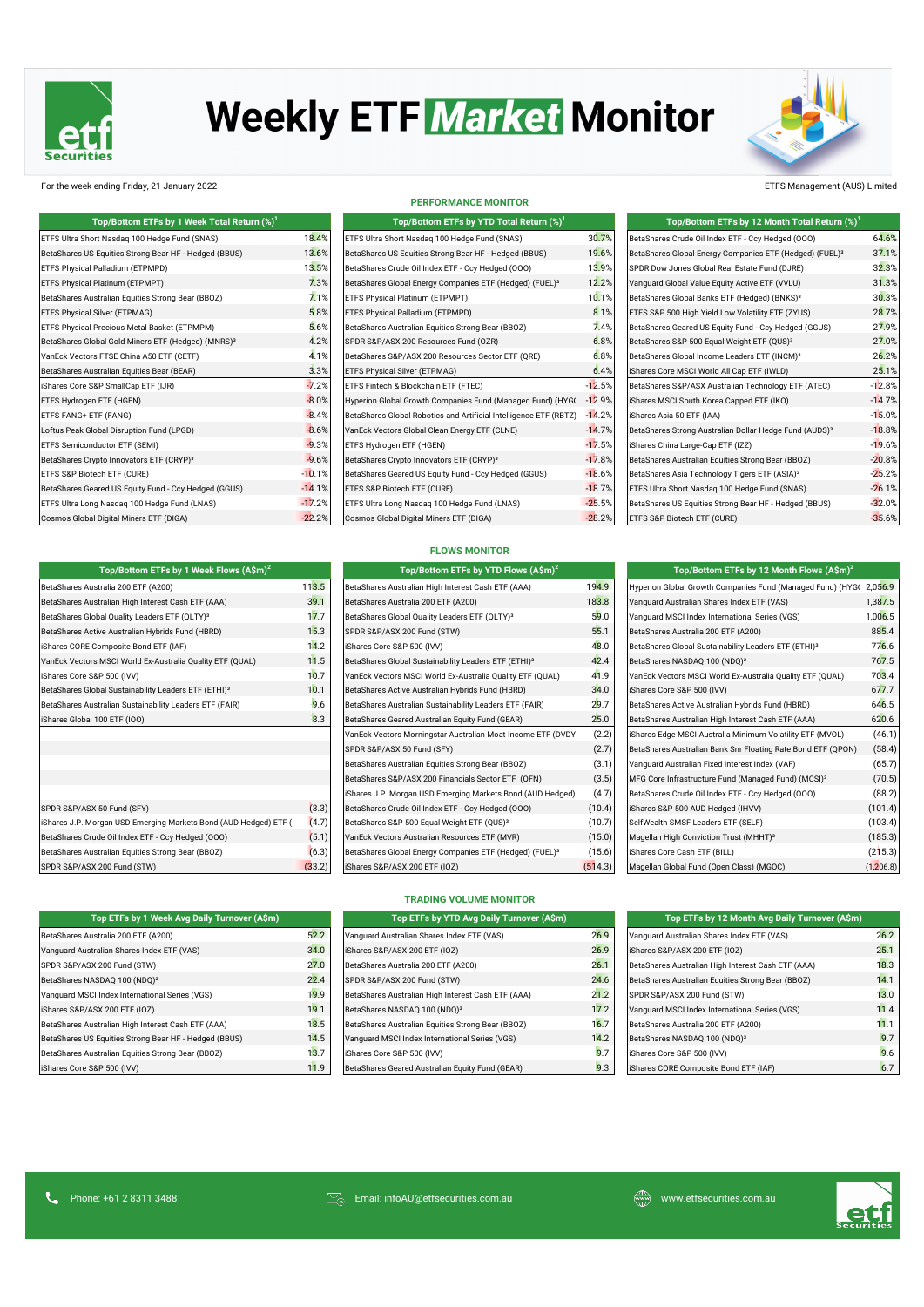# Weekly ETF Market Monitor

For the week ending Friday, 21 January 2022

ETFS Management (AUS) Limited

## PERFORMANCE MONITOR

| Top/Bottom ETFs by 1 Week Total Return (%)[1] | |
|---|---|
| ETFS Ultra Short Nasdaq 100 Hedge Fund (SNAS) | 18.4% |
| BetaShares US Equities Strong Bear HF - Hedged (BBUS) | 13.6% |
| ETFS Physical Palladium (ETPMPD) | 13.5% |
| ETFS Physical Platinum (ETPMPT) | 7.3% |
| BetaShares Australian Equities Strong Bear (BBOZ) | 7.1% |
| ETFS Physical Silver (ETPMAG) | 5.8% |
| ETFS Physical Precious Metal Basket (ETPMPM) | 5.6% |
| BetaShares Global Gold Miners ETF (Hedged) (MNRS)[3] | 4.2% |
| VanEck Vectors FTSE China A50 ETF (CETF) | 4.1% |
| BetaShares Australian Equities Bear (BEAR) | 3.3% |
| iShares Core S&P SmallCap ETF (IJR) | -7.2% |
| ETFS Hydrogen ETF (HGEN) | -8.0% |
| ETFS FANG+ ETF (FANG) | -8.4% |
| Loftus Peak Global Disruption Fund (LPGD) | -8.6% |
| ETFS Semiconductor ETF (SEMI) | -9.3% |
| BetaShares Crypto Innovators ETF (CRYP)[3] | -9.6% |
| ETFS S&P Biotech ETF (CURE) | -10.1% |
| BetaShares Geared US Equity Fund - Ccy Hedged (GGUS) | -14.1% |
| ETFS Ultra Long Nasdaq 100 Hedge Fund (LNAS) | -17.2% |
| Cosmos Global Digital Miners ETF (DIGA) | -22.2% |

| Top/Bottom ETFs by YTD Total Return (%)[1] | |
|---|---|
| ETFS Ultra Short Nasdaq 100 Hedge Fund (SNAS) | 30.7% |
| BetaShares US Equities Strong Bear HF - Hedged (BBUS) | 19.6% |
| BetaShares Crude Oil Index ETF - Ccy Hedged (OOO) | 13.9% |
| BetaShares Global Energy Companies ETF (Hedged) (FUEL)[3] | 12.2% |
| ETFS Physical Platinum (ETPMPT) | 10.1% |
| ETFS Physical Palladium (ETPMPD) | 8.1% |
| BetaShares Australian Equities Strong Bear (BBOZ) | 7.4% |
| SPDR S&P/ASX 200 Resources Fund (OZR) | 6.8% |
| BetaShares S&P/ASX 200 Resources Sector ETF (QRE) | 6.8% |
| ETFS Physical Silver (ETPMAG) | 6.4% |
| ETFS Fintech & Blockchain ETF (FTEC) | -12.5% |
| Hyperion Global Growth Companies Fund (Managed Fund) (HYG( | -12.9% |
| BetaShares Global Robotics and Artificial Intelligence ETF (RBTZ) | -14.2% |
| VanEck Vectors Global Clean Energy ETF (CLNE) | -14.7% |
| ETFS Hydrogen ETF (HGEN) | -17.5% |
| BetaShares Crypto Innovators ETF (CRYP)[3] | -17.8% |
| BetaShares Geared US Equity Fund - Ccy Hedged (GGUS) | -18.6% |
| ETFS S&P Biotech ETF (CURE) | -18.7% |
| ETFS Ultra Long Nasdaq 100 Hedge Fund (LNAS) | -25.5% |
| Cosmos Global Digital Miners ETF (DIGA) | -28.2% |

| Top/Bottom ETFs by 12 Month Total Return (%)[1] | |
|---|---|
| BetaShares Crude Oil Index ETF - Ccy Hedged (OOO) | 64.6% |
| BetaShares Global Energy Companies ETF (Hedged) (FUEL)[3] | 37.1% |
| SPDR Dow Jones Global Real Estate Fund (DJRE) | 32.3% |
| Vanguard Global Value Equity Active ETF (VVLU) | 31.3% |
| BetaShares Global Banks ETF (Hedged) (BNKS)[3] | 30.3% |
| ETFS S&P 500 High Yield Low Volatility ETF (ZYUS) | 28.7% |
| BetaShares Geared US Equity Fund - Ccy Hedged (GGUS) | 27.9% |
| BetaShares S&P 500 Equal Weight ETF (QUS)[3] | 27.0% |
| BetaShares Global Income Leaders ETF (INCM)[3] | 26.2% |
| iShares Core MSCI World All Cap ETF (IWLD) | 25.1% |
| BetaShares S&P/ASX Australian Technology ETF (ATEC) | -12.8% |
| iShares MSCI South Korea Capped ETF (IKO) | -14.7% |
| iShares Asia 50 ETF (IAA) | -15.0% |
| BetaShares Strong Australian Dollar Hedge Fund (AUDS)[3] | -18.8% |
| iShares China Large-Cap ETF (IZZ) | -19.6% |
| BetaShares Australian Equities Strong Bear (BBOZ) | -20.8% |
| BetaShares Asia Technology Tigers ETF (ASIA)[3] | -25.2% |
| ETFS Ultra Short Nasdaq 100 Hedge Fund (SNAS) | -26.1% |
| BetaShares US Equities Strong Bear HF - Hedged (BBUS) | -32.0% |
| ETFS S&P Biotech ETF (CURE) | -35.6% |

## FLOWS MONITOR

| Top/Bottom ETFs by 1 Week Flows (A$m)[2] | |
|---|---|
| BetaShares Australia 200 ETF (A200) | 113.5 |
| BetaShares Australian High Interest Cash ETF (AAA) | 39.1 |
| BetaShares Global Quality Leaders ETF (QLTY)[3] | 17.7 |
| BetaShares Active Australian Hybrids Fund (HBRD) | 15.3 |
| iShares CORE Composite Bond ETF (IAF) | 14.2 |
| VanEck Vectors MSCI World Ex-Australia Quality ETF (QUAL) | 11.5 |
| iShares Core S&P 500 (IVV) | 10.7 |
| BetaShares Global Sustainability Leaders ETF (ETHI)[3] | 10.1 |
| BetaShares Australian Sustainability Leaders ETF (FAIR) | 9.6 |
| iShares Global 100 ETF (IOO) | 8.3 |
| | |
| | |
| | |
| | |
| | |
| SPDR S&P/ASX 50 Fund (SFY) | (3.3) |
| iShares J.P. Morgan USD Emerging Markets Bond (AUD Hedged) ETF ( | (4.7) |
| BetaShares Crude Oil Index ETF - Ccy Hedged (OOO) | (5.1) |
| BetaShares Australian Equities Strong Bear (BBOZ) | (6.3) |
| SPDR S&P/ASX 200 Fund (STW) | (33.2) |

| Top/Bottom ETFs by YTD Flows (A$m)[2] | |
|---|---|
| BetaShares Australian High Interest Cash ETF (AAA) | 194.9 |
| BetaShares Australia 200 ETF (A200) | 183.8 |
| BetaShares Global Quality Leaders ETF (QLTY)[3] | 59.0 |
| SPDR S&P/ASX 200 Fund (STW) | 55.1 |
| iShares Core S&P 500 (IVV) | 48.0 |
| BetaShares Global Sustainability Leaders ETF (ETHI)[3] | 42.4 |
| VanEck Vectors MSCI World Ex-Australia Quality ETF (QUAL) | 41.9 |
| BetaShares Active Australian Hybrids Fund (HBRD) | 34.0 |
| BetaShares Australian Sustainability Leaders ETF (FAIR) | 29.7 |
| BetaShares Geared Australian Equity Fund (GEAR) | 25.0 |
| VanEck Vectors Morningstar Australian Moat Income ETF (DVDY | (2.2) |
| SPDR S&P/ASX 50 Fund (SFY) | (2.7) |
| BetaShares Australian Equities Strong Bear (BBOZ) | (3.1) |
| BetaShares S&P/ASX 200 Financials Sector ETF (QFN) | (3.5) |
| iShares J.P. Morgan USD Emerging Markets Bond (AUD Hedged) | (4.7) |
| BetaShares Crude Oil Index ETF - Ccy Hedged (OOO) | (10.4) |
| BetaShares S&P 500 Equal Weight ETF (QUS)[3] | (10.7) |
| VanEck Vectors Australian Resources ETF (MVR) | (15.0) |
| BetaShares Global Energy Companies ETF (Hedged) (FUEL)[3] | (15.6) |
| iShares S&P/ASX 200 ETF (IOZ) | (514.3) |

| Top/Bottom ETFs by 12 Month Flows (A$m)[2] | |
|---|---|
| Hyperion Global Growth Companies Fund (Managed Fund) (HYG( | 2,056.9 |
| Vanguard Australian Shares Index ETF (VAS) | 1,387.5 |
| Vanguard MSCI Index International Series (VGS) | 1,006.5 |
| BetaShares Australia 200 ETF (A200) | 885.4 |
| BetaShares Global Sustainability Leaders ETF (ETHI)[3] | 776.6 |
| BetaShares NASDAQ 100 (NDQ)[3] | 767.5 |
| VanEck Vectors MSCI World Ex-Australia Quality ETF (QUAL) | 703.4 |
| iShares Core S&P 500 (IVV) | 677.7 |
| BetaShares Active Australian Hybrids Fund (HBRD) | 646.5 |
| BetaShares Australian High Interest Cash ETF (AAA) | 620.6 |
| iShares Edge MSCI Australia Minimum Volatility ETF (MVOL) | (46.1) |
| BetaShares Australian Bank Snr Floating Rate Bond ETF (QPON) | (58.4) |
| Vanguard Australian Fixed Interest Index (VAF) | (65.7) |
| MFG Core Infrastructure Fund (Managed Fund) (MCSI)[3] | (70.5) |
| BetaShares Crude Oil Index ETF - Ccy Hedged (OOO) | (88.2) |
| iShares S&P 500 AUD Hedged (IHVV) | (101.4) |
| SelfWealth SMSF Leaders ETF (SELF) | (103.4) |
| Magellan High Conviction Trust (MHHT)[3] | (185.3) |
| iShares Core Cash ETF (BILL) | (215.3) |
| Magellan Global Fund (Open Class) (MGOC) | (1,206.8) |

## TRADING VOLUME MONITOR

| Top ETFs by 1 Week Avg Daily Turnover (A$m) | |
|---|---|
| BetaShares Australia 200 ETF (A200) | 52.2 |
| Vanguard Australian Shares Index ETF (VAS) | 34.0 |
| SPDR S&P/ASX 200 Fund (STW) | 27.0 |
| BetaShares NASDAQ 100 (NDQ)[3] | 22.4 |
| Vanguard MSCI Index International Series (VGS) | 19.9 |
| iShares S&P/ASX 200 ETF (IOZ) | 19.1 |
| BetaShares Australian High Interest Cash ETF (AAA) | 18.5 |
| BetaShares US Equities Strong Bear HF - Hedged (BBUS) | 14.5 |
| BetaShares Australian Equities Strong Bear (BBOZ) | 13.7 |
| iShares Core S&P 500 (IVV) | 11.9 |

| Top ETFs by YTD Avg Daily Turnover (A$m) | |
|---|---|
| Vanguard Australian Shares Index ETF (VAS) | 26.9 |
| iShares S&P/ASX 200 ETF (IOZ) | 26.9 |
| BetaShares Australia 200 ETF (A200) | 26.1 |
| SPDR S&P/ASX 200 Fund (STW) | 24.6 |
| BetaShares Australian High Interest Cash ETF (AAA) | 21.2 |
| BetaShares NASDAQ 100 (NDQ)[3] | 17.2 |
| BetaShares Australian Equities Strong Bear (BBOZ) | 16.7 |
| Vanguard MSCI Index International Series (VGS) | 14.2 |
| iShares Core S&P 500 (IVV) | 9.7 |
| BetaShares Geared Australian Equity Fund (GEAR) | 9.3 |

| Top ETFs by 12 Month Avg Daily Turnover (A$m) | |
|---|---|
| Vanguard Australian Shares Index ETF (VAS) | 26.2 |
| iShares S&P/ASX 200 ETF (IOZ) | 25.1 |
| BetaShares Australian High Interest Cash ETF (AAA) | 18.3 |
| BetaShares Australian Equities Strong Bear (BBOZ) | 14.1 |
| SPDR S&P/ASX 200 Fund (STW) | 13.0 |
| Vanguard MSCI Index International Series (VGS) | 11.4 |
| BetaShares Australia 200 ETF (A200) | 11.1 |
| BetaShares NASDAQ 100 (NDQ)[3] | 9.7 |
| iShares Core S&P 500 (IVV) | 9.6 |
| iShares CORE Composite Bond ETF (IAF) | 6.7 |

Phone: +61 2 8311 3488 | Email: infoAU@etfsecurities.com.au | www.etfsecurities.com.au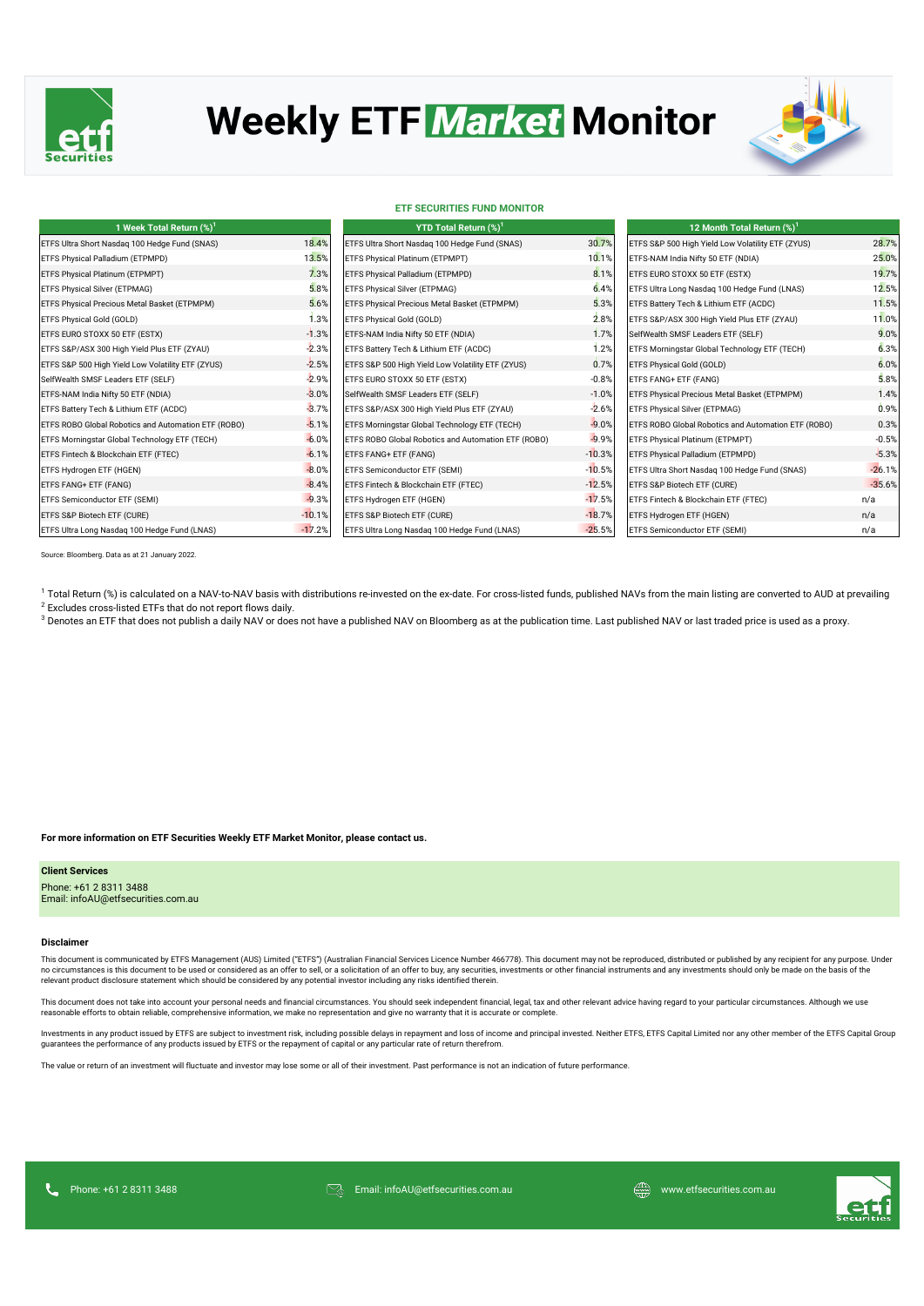# Weekly ETF Market Monitor

**ETF SECURITIES FUND MONITOR**

| 1 Week Total Return (%)[1] | |
|---|---|
| ETFS Ultra Short Nasdaq 100 Hedge Fund (SNAS) | 18.4% |
| ETFS Physical Palladium (ETPMPD) | 13.5% |
| ETFS Physical Platinum (ETPMPT) | 7.3% |
| ETFS Physical Silver (ETPMAG) | 5.8% |
| ETFS Physical Precious Metal Basket (ETPMPM) | 5.6% |
| ETFS Physical Gold (GOLD) | 1.3% |
| ETFS EURO STOXX 50 ETF (ESTX) | -1.3% |
| ETFS S&P/ASX 300 High Yield Plus ETF (ZYAU) | -2.3% |
| ETFS S&P 500 High Yield Low Volatility ETF (ZYUS) | -2.5% |
| SelfWealth SMSF Leaders ETF (SELF) | -2.9% |
| ETFS-NAM India Nifty 50 ETF (NDIA) | -3.0% |
| ETFS Battery Tech & Lithium ETF (ACDC) | -3.7% |
| ETFS ROBO Global Robotics and Automation ETF (ROBO) | -5.1% |
| ETFS Morningstar Global Technology ETF (TECH) | -6.0% |
| ETFS Fintech & Blockchain ETF (FTEC) | -6.1% |
| ETFS Hydrogen ETF (HGEN) | -8.0% |
| ETFS FANG+ ETF (FANG) | -8.4% |
| ETFS Semiconductor ETF (SEMI) | -9.3% |
| ETFS S&P Biotech ETF (CURE) | -10.1% |
| ETFS Ultra Long Nasdaq 100 Hedge Fund (LNAS) | -17.2% |

| YTD Total Return (%)[1] | |
|---|---|
| ETFS Ultra Short Nasdaq 100 Hedge Fund (SNAS) | 30.7% |
| ETFS Physical Platinum (ETPMPT) | 10.1% |
| ETFS Physical Palladium (ETPMPD) | 8.1% |
| ETFS Physical Silver (ETPMAG) | 6.4% |
| ETFS Physical Precious Metal Basket (ETPMPM) | 5.3% |
| ETFS Physical Gold (GOLD) | 2.8% |
| ETFS-NAM India Nifty 50 ETF (NDIA) | 1.7% |
| ETFS Battery Tech & Lithium ETF (ACDC) | 1.2% |
| ETFS S&P 500 High Yield Low Volatility ETF (ZYUS) | 0.7% |
| ETFS EURO STOXX 50 ETF (ESTX) | -0.8% |
| SelfWealth SMSF Leaders ETF (SELF) | -1.0% |
| ETFS S&P/ASX 300 High Yield Plus ETF (ZYAU) | -2.6% |
| ETFS Morningstar Global Technology ETF (TECH) | -9.0% |
| ETFS ROBO Global Robotics and Automation ETF (ROBO) | -9.9% |
| ETFS FANG+ ETF (FANG) | -10.3% |
| ETFS Semiconductor ETF (SEMI) | -10.5% |
| ETFS Fintech & Blockchain ETF (FTEC) | -12.5% |
| ETFS Hydrogen ETF (HGEN) | -17.5% |
| ETFS S&P Biotech ETF (CURE) | -18.7% |
| ETFS Ultra Long Nasdaq 100 Hedge Fund (LNAS) | -25.5% |

| 12 Month Total Return (%)[1] | |
|---|---|
| ETFS S&P 500 High Yield Low Volatility ETF (ZYUS) | 28.7% |
| ETFS-NAM India Nifty 50 ETF (NDIA) | 25.0% |
| ETFS EURO STOXX 50 ETF (ESTX) | 19.7% |
| ETFS Ultra Long Nasdaq 100 Hedge Fund (LNAS) | 12.5% |
| ETFS Battery Tech & Lithium ETF (ACDC) | 11.5% |
| ETFS S&P/ASX 300 High Yield Plus ETF (ZYAU) | 11.0% |
| SelfWealth SMSF Leaders ETF (SELF) | 9.0% |
| ETFS Morningstar Global Technology ETF (TECH) | 6.3% |
| ETFS Physical Gold (GOLD) | 6.0% |
| ETFS FANG+ ETF (FANG) | 5.8% |
| ETFS Physical Precious Metal Basket (ETPMPM) | 1.4% |
| ETFS Physical Silver (ETPMAG) | 0.9% |
| ETFS ROBO Global Robotics and Automation ETF (ROBO) | 0.3% |
| ETFS Physical Platinum (ETPMPT) | -0.5% |
| ETFS Physical Palladium (ETPMPD) | -5.3% |
| ETFS Ultra Short Nasdaq 100 Hedge Fund (SNAS) | -26.1% |
| ETFS S&P Biotech ETF (CURE) | -35.6% |
| ETFS Fintech & Blockchain ETF (FTEC) | n/a |
| ETFS Hydrogen ETF (HGEN) | n/a |
| ETFS Semiconductor ETF (SEMI) | n/a |

Source: Bloomberg. Data as at 21 January 2022.

[1] Total Return (%) is calculated on a NAV-to-NAV basis with distributions re-invested on the ex-date. For cross-listed funds, published NAVs from the main listing are converted to AUD at prevailing

[2] Excludes cross-listed ETFs that do not report flows daily.

[3] Denotes an ETF that does not publish a daily NAV or does not have a published NAV on Bloomberg as at the publication time. Last published NAV or last traded price is used as a proxy.

**For more information on ETF Securities Weekly ETF Market Monitor, please contact us.**

**Client Services**

Phone: +61 2 8311 3488
Email: infoAU@etfsecurities.com.au

**Disclaimer**

This document is communicated by ETFS Management (AUS) Limited ("ETFS") (Australian Financial Services Licence Number 466778). This document may not be reproduced, distributed or published by any recipient for any purpose. Under no circumstances is this document to be used or considered as an offer to sell, or a solicitation of an offer to buy, any securities, investments or other financial instruments and any investments should only be made on the basis of the relevant product disclosure statement which should be considered by any potential investor including any risks identified therein.

This document does not take into account your personal needs and financial circumstances. You should seek independent financial, legal, tax and other relevant advice having regard to your particular circumstances. Although we use reasonable efforts to obtain reliable, comprehensive information, we make no representation and give no warranty that it is accurate or complete.

Investments in any product issued by ETFS are subject to investment risk, including possible delays in repayment and loss of income and principal invested. Neither ETFS, ETFS Capital Limited nor any other member of the ETFS Capital Group guarantees the performance of any products issued by ETFS or the repayment of capital or any particular rate of return therefrom.

The value or return of an investment will fluctuate and investor may lose some or all of their investment. Past performance is not an indication of future performance.

Phone: +61 2 8311 3488 Email: infoAU@etfsecurities.com.au www.etfsecurities.com.au